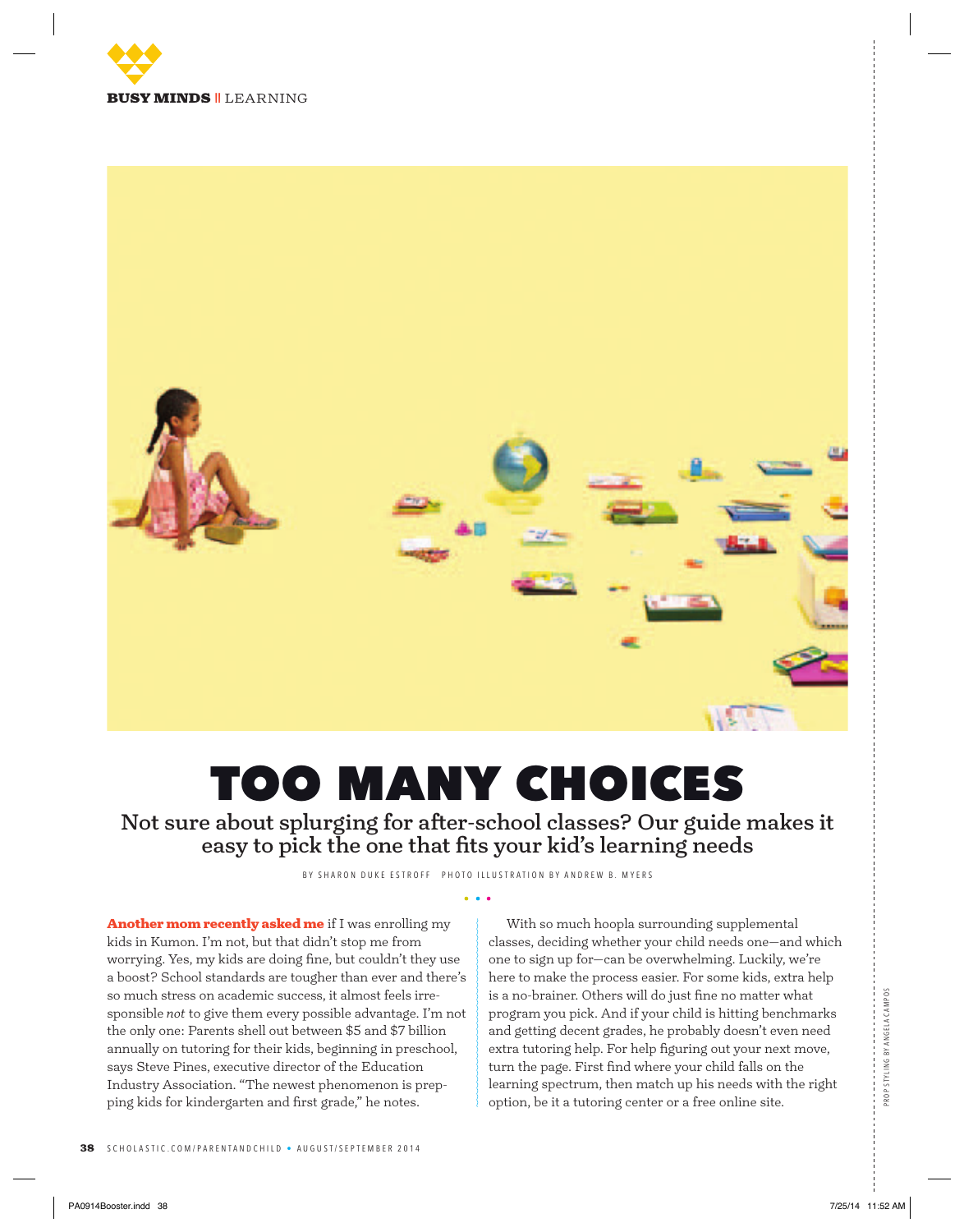BUSY MINDS || LEARNING

# TOO MANY CHOICES

## Not sure about splurging for after-school classes? Our guide makes it easy to pick the one that fits your kid's learning needs

BY SHARON DUKE ESTROFF   PHOTO ILLUSTRATION BY ANDREW B. MYERS

**Another mom recently asked me** if I was enrolling my kids in Kumon. I'm not, but that didn't stop me from worrying. Yes, my kids are doing fine, but couldn't they use a boost? School standards are tougher than ever and there's so much stress on academic success, it almost feels irresponsible *not* to give them every possible advantage. I'm not the only one: Parents shell out between $5 and $7 billion annually on tutoring for their kids, beginning in preschool, says Steve Pines, executive director of the Education Industry Association. "The newest phenomenon is prepping kids for kindergarten and first grade," he notes.

With so much hoopla surrounding supplemental classes, deciding whether your child needs one—and which one to sign up for—can be overwhelming. Luckily, we're here to make the process easier. For some kids, extra help is a no-brainer. Others will do just fine no matter what program you pick. And if your child is hitting benchmarks and getting decent grades, he probably doesn't even need extra tutoring help. For help figuring out your next move, turn the page. First find where your child falls on the learning spectrum, then match up his needs with the right option, be it a tutoring center or a free online site.

PROP STYLING BY ANGELA CAMPOS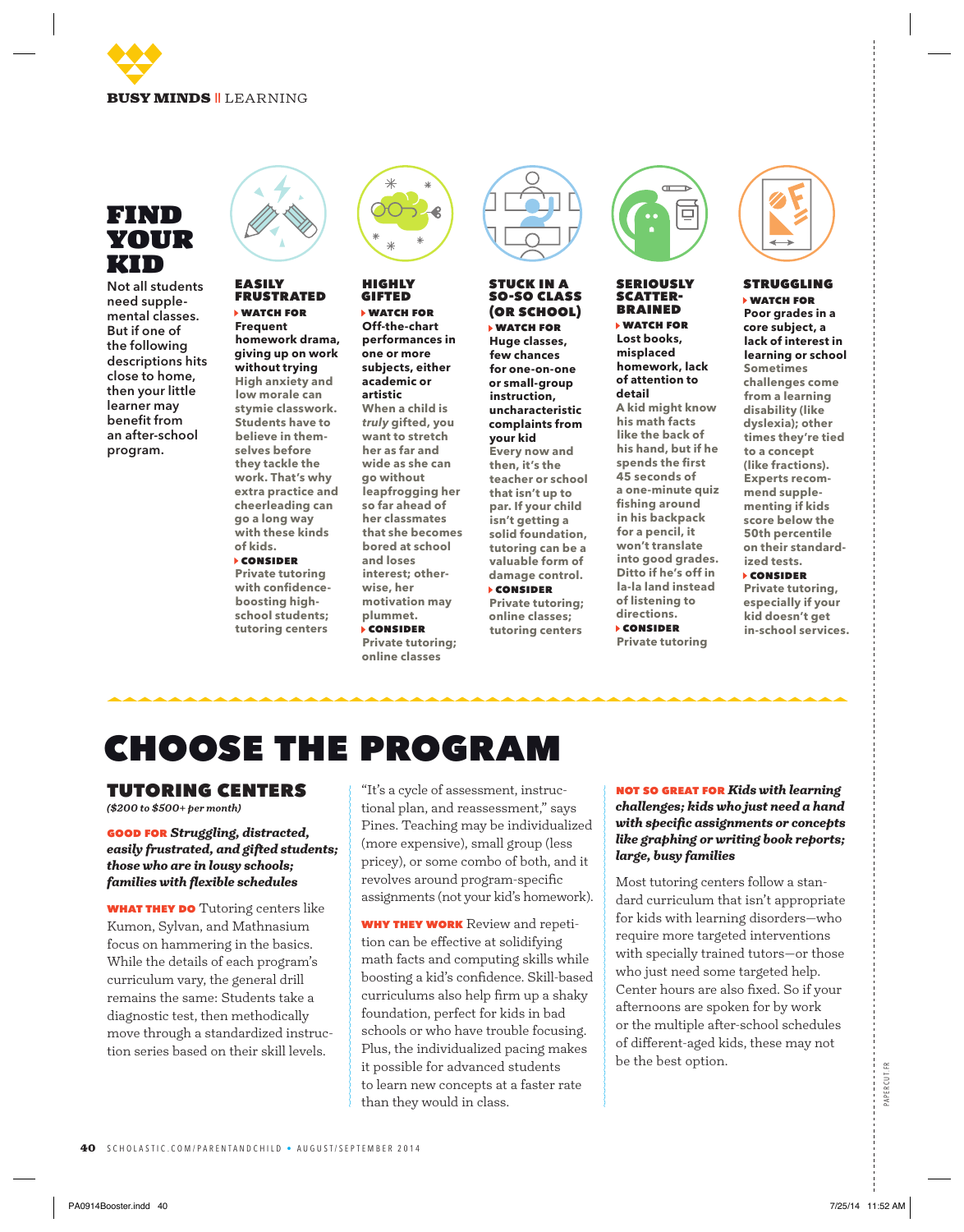BUSY MINDS || LEARNING

# FIND YOUR KID

Not all students need supplemental classes. But if one of the following descriptions hits close to home, then your little learner may benefit from an after-school program.

### EASILY FRUSTRATED

**WATCH FOR**
**Frequent homework drama, giving up on work without trying**
High anxiety and low morale can stymie classwork. Students have to believe in themselves before they tackle the work. That's why extra practice and cheerleading can go a long way with these kinds of kids.

**CONSIDER**
Private tutoring with confidence-boosting high-school students; tutoring centers

### HIGHLY GIFTED

**WATCH FOR**
**Off-the-chart performances in one or more subjects, either academic or artistic**
When a child is *truly* gifted, you want to stretch her as far and wide as she can go without leapfrogging her so far ahead of her classmates that she becomes bored at school and loses interest; otherwise, her motivation may plummet.

**CONSIDER**
Private tutoring; online classes

### STUCK IN A SO-SO CLASS (OR SCHOOL)

**WATCH FOR**
**Huge classes, few chances for one-on-one or small-group instruction, uncharacteristic complaints from your kid**
Every now and then, it's the teacher or school that isn't up to par. If your child isn't getting a solid foundation, tutoring can be a valuable form of damage control.

**CONSIDER**
Private tutoring; online classes; tutoring centers

### SERIOUSLY SCATTER-BRAINED

**WATCH FOR**
**Lost books, misplaced homework, lack of attention to detail**
A kid might know his math facts like the back of his hand, but if he spends the first 45 seconds of a one-minute quiz fishing around in his backpack for a pencil, it won't translate into good grades. Ditto if he's off in la-la land instead of listening to directions.

**CONSIDER**
Private tutoring

### STRUGGLING

**WATCH FOR**
**Poor grades in a core subject, a lack of interest in learning or school**
Sometimes challenges come from a learning disability (like dyslexia); other times they're tied to a concept (like fractions). Experts recommend supplementing if kids score below the 50th percentile on their standardized tests.

**CONSIDER**
Private tutoring, especially if your kid doesn't get in-school services.

# CHOOSE THE PROGRAM

## TUTORING CENTERS

*($200 to $500+ per month)*

**GOOD FOR** ***Struggling, distracted, easily frustrated, and gifted students; those who are in lousy schools; families with flexible schedules***

**WHAT THEY DO** Tutoring centers like Kumon, Sylvan, and Mathnasium focus on hammering in the basics. While the details of each program's curriculum vary, the general drill remains the same: Students take a diagnostic test, then methodically move through a standardized instruction series based on their skill levels. "It's a cycle of assessment, instructional plan, and reassessment," says Pines. Teaching may be individualized (more expensive), small group (less pricey), or some combo of both, and it revolves around program-specific assignments (not your kid's homework).

**WHY THEY WORK** Review and repetition can be effective at solidifying math facts and computing skills while boosting a kid's confidence. Skill-based curriculums also help firm up a shaky foundation, perfect for kids in bad schools or who have trouble focusing. Plus, the individualized pacing makes it possible for advanced students to learn new concepts at a faster rate than they would in class.

**NOT SO GREAT FOR** ***Kids with learning challenges; kids who just need a hand with specific assignments or concepts like graphing or writing book reports; large, busy families***

Most tutoring centers follow a standard curriculum that isn't appropriate for kids with learning disorders—who require more targeted interventions with specially trained tutors—or those who just need some targeted help. Center hours are also fixed. So if your afternoons are spoken for by work or the multiple after-school schedules of different-aged kids, these may not be the best option.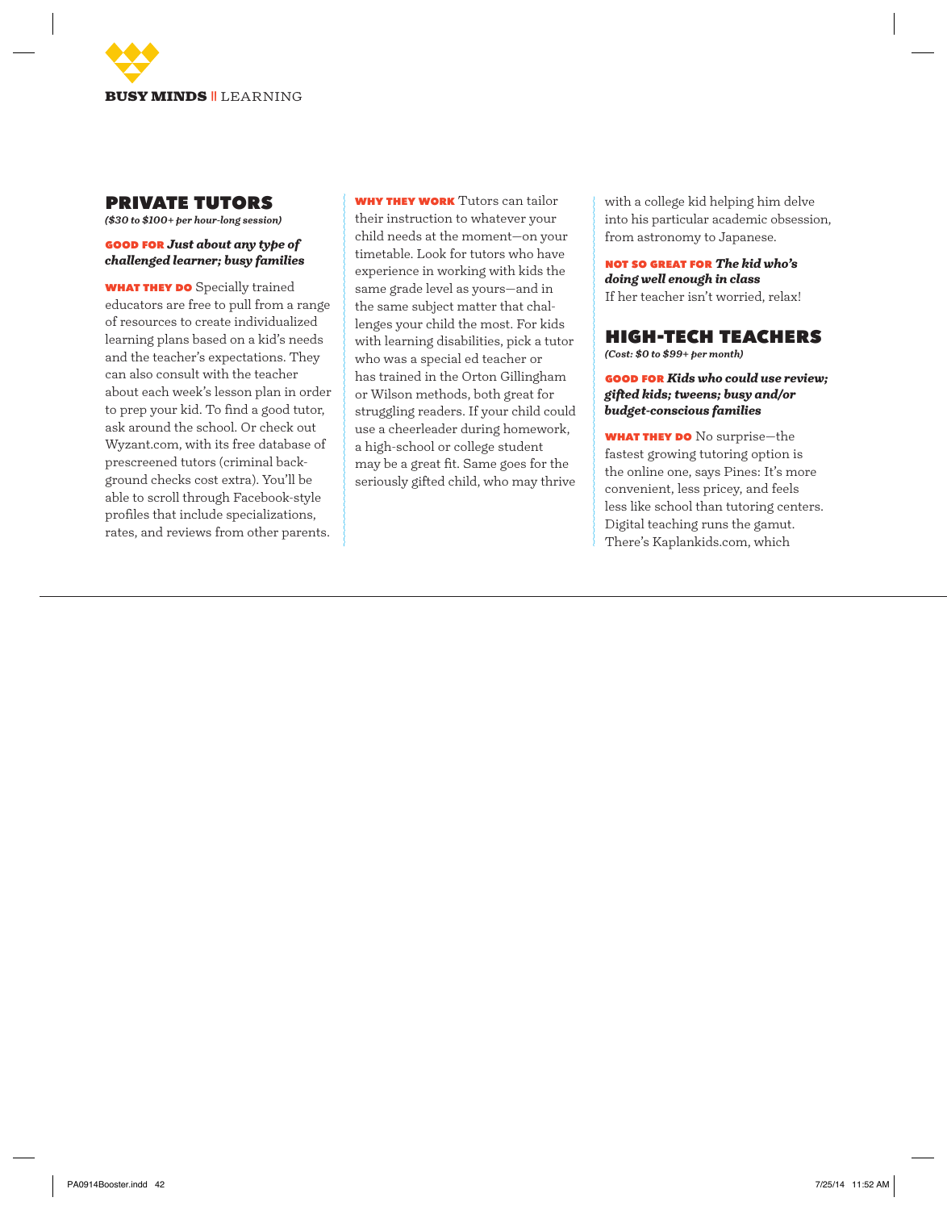## PRIVATE TUTORS

***($30 to $100+ per hour-long session)***

**GOOD FOR** ***Just about any type of challenged learner; busy families***

**WHAT THEY DO** Specially trained educators are free to pull from a range of resources to create individualized learning plans based on a kid's needs and the teacher's expectations. They can also consult with the teacher about each week's lesson plan in order to prep your kid. To find a good tutor, ask around the school. Or check out Wyzant.com, with its free database of prescreened tutors (criminal background checks cost extra). You'll be able to scroll through Facebook-style profiles that include specializations, rates, and reviews from other parents.

**WHY THEY WORK** Tutors can tailor their instruction to whatever your child needs at the moment—on your timetable. Look for tutors who have experience in working with kids the same grade level as yours—and in the same subject matter that challenges your child the most. For kids with learning disabilities, pick a tutor who was a special ed teacher or has trained in the Orton Gillingham or Wilson methods, both great for struggling readers. If your child could use a cheerleader during homework, a high-school or college student may be a great fit. Same goes for the seriously gifted child, who may thrive with a college kid helping him delve into his particular academic obsession, from astronomy to Japanese.

**NOT SO GREAT FOR** ***The kid who's doing well enough in class***
If her teacher isn't worried, relax!

## HIGH-TECH TEACHERS

***(Cost: $0 to $99+ per month)***

**GOOD FOR** ***Kids who could use review; gifted kids; tweens; busy and/or budget-conscious families***

**WHAT THEY DO** No surprise—the fastest growing tutoring option is the online one, says Pines: It's more convenient, less pricey, and feels less like school than tutoring centers. Digital teaching runs the gamut. There's Kaplankids.com, which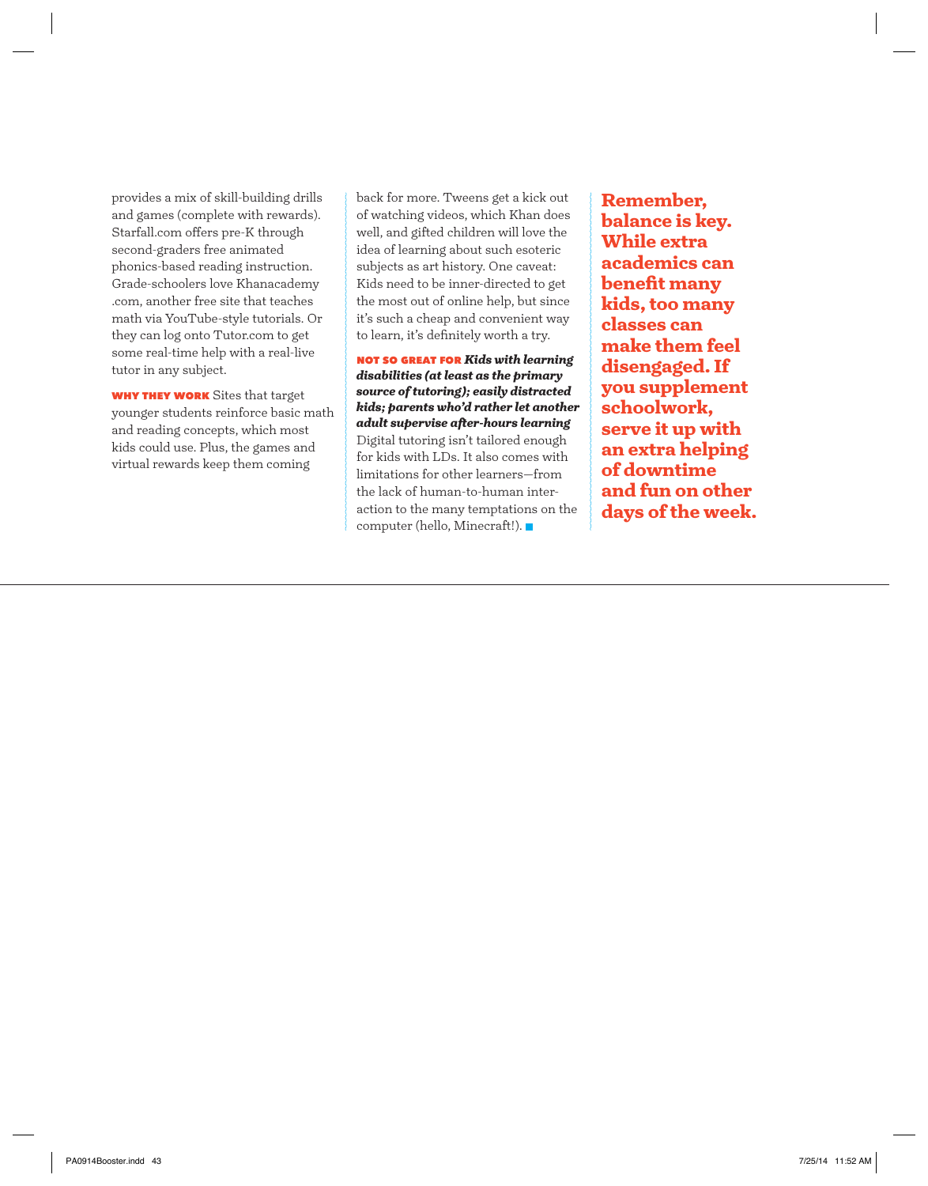provides a mix of skill-building drills and games (complete with rewards). Starfall.com offers pre-K through second-graders free animated phonics-based reading instruction. Grade-schoolers love Khanacademy.com, another free site that teaches math via YouTube-style tutorials. Or they can log onto Tutor.com to get some real-time help with a real-live tutor in any subject.

**WHY THEY WORK** Sites that target younger students reinforce basic math and reading concepts, which most kids could use. Plus, the games and virtual rewards keep them coming back for more. Tweens get a kick out of watching videos, which Khan does well, and gifted children will love the idea of learning about such esoteric subjects as art history. One caveat: Kids need to be inner-directed to get the most out of online help, but since it's such a cheap and convenient way to learn, it's definitely worth a try.

**NOT SO GREAT FOR** ***Kids with learning disabilities (at least as the primary source of tutoring); easily distracted kids; parents who'd rather let another adult supervise after-hours learning*** Digital tutoring isn't tailored enough for kids with LDs. It also comes with limitations for other learners—from the lack of human-to-human interaction to the many temptations on the computer (hello, Minecraft!).

**Remember, balance is key. While extra academics can benefit many kids, too many classes can make them feel disengaged. If you supplement schoolwork, serve it up with an extra helping of downtime and fun on other days of the week.**